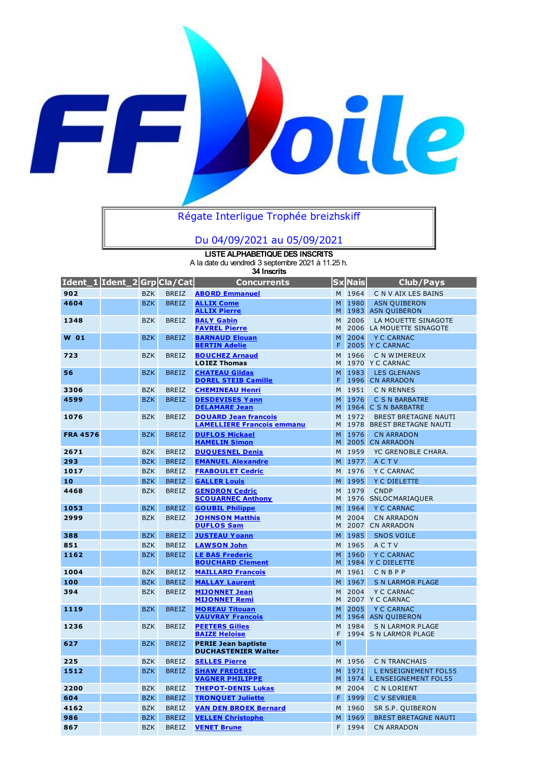Régate Interligue Trophée breizhskiff

Du 04/09/2021 au 05/09/2021

**LISTE ALPHABETIQUE DES INSCRITS**

A la date du vendredi 3 septembre 2021 à 11.25 h.

**34 Inscrits**

| Ident_1 | Ident_2 | Grp | Cla/Cat | Concurrents | Sx | Nais | Club/Pays |
|---|---|---|---|---|---|---|---|
| 902 | | BZK | BREIZ | ABORD Emmanuel | M | 1964 | C N V AIX LES BAINS |
| 4604 | | BZK | BREIZ | ALLIX Come<br>ALLIX Pierre | M<br>M | 1980<br>1983 | ASN QUIBERON<br>ASN QUIBERON |
| 1348 | | BZK | BREIZ | BALY Gabin<br>FAVREL Pierre | M<br>M | 2006<br>2006 | LA MOUETTE SINAGOTE<br>LA MOUETTE SINAGOTE |
| W 01 | | BZK | BREIZ | BARNAUD Elouan<br>BERTIN Adelie | M<br>F | 2004<br>2005 | Y C CARNAC<br>Y C CARNAC |
| 723 | | BZK | BREIZ | BOUCHEZ Arnaud<br>LOIEZ Thomas | M<br>M | 1966<br>1970 | C N WIMEREUX<br>Y C CARNAC |
| 56 | | BZK | BREIZ | CHATEAU Gildas<br>DOREL STEIB Camille | M<br>F | 1983<br>1996 | LES GLENANS<br>CN ARRADON |
| 3306 | | BZK | BREIZ | CHEMINEAU Henri | M | 1951 | C N RENNES |
| 4599 | | BZK | BREIZ | DESDEVISES Yann<br>DELAMARE Jean | M<br>M | 1976<br>1964 | C S N BARBATRE<br>C S N BARBATRE |
| 1076 | | BZK | BREIZ | DOUARD Jean francois<br>LAMELLIERE Francois emmanu | M<br>M | 1972<br>1978 | BREST BRETAGNE NAUTI<br>BREST BRETAGNE NAUTI |
| FRA 4576 | | BZK | BREIZ | DUFLOS Mickael<br>HAMELIN Simon | M<br>M | 1976<br>2005 | CN ARRADON<br>CN ARRADON |
| 2671 | | BZK | BREIZ | DUQUESNEL Denis | M | 1959 | YC GRENOBLE CHARA. |
| 293 | | BZK | BREIZ | EMANUEL Alexandre | M | 1977 | A C T V |
| 1017 | | BZK | BREIZ | FRABOULET Cedric | M | 1976 | Y C CARNAC |
| 10 | | BZK | BREIZ | GALLER Louis | M | 1995 | Y C DIELETTE |
| 4468 | | BZK | BREIZ | GENDRON Cedric<br>SCOUARNEC Anthony | M<br>M | 1979<br>1976 | CNDP<br>SNLOCMARIAQUER |
| 1053 | | BZK | BREIZ | GOUBIL Philippe | M | 1964 | Y C CARNAC |
| 2999 | | BZK | BREIZ | JOHNSON Matthis<br>DUFLOS Sam | M<br>M | 2004<br>2007 | CN ARRADON<br>CN ARRADON |
| 388 | | BZK | BREIZ | JUSTEAU Yoann | M | 1985 | SNOS VOILE |
| 851 | | BZK | BREIZ | LAWSON John | M | 1965 | A C T V |
| 1162 | | BZK | BREIZ | LE BAS Frederic<br>BOUCHARD Clement | M<br>M | 1960<br>1984 | Y C CARNAC<br>Y C DIELETTE |
| 1004 | | BZK | BREIZ | MAILLARD Francois | M | 1961 | C N B P P |
| 100 | | BZK | BREIZ | MALLAY Laurent | M | 1967 | S N LARMOR PLAGE |
| 394 | | BZK | BREIZ | MIJONNET Jean<br>MIJONNET Remi | M<br>M | 2004<br>2007 | Y C CARNAC<br>Y C CARNAC |
| 1119 | | BZK | BREIZ | MOREAU Titouan<br>VAUVRAY Francois | M<br>M | 2005<br>1964 | Y C CARNAC<br>ASN QUIBERON |
| 1236 | | BZK | BREIZ | PEETERS Gilles<br>BAIZE Heloise | M<br>F | 1984<br>1994 | S N LARMOR PLAGE<br>S N LARMOR PLAGE |
| 627 | | BZK | BREIZ | PERIE Jean baptiste<br>DUCHASTENIER Walter | M | | |
| 225 | | BZK | BREIZ | SELLES Pierre | M | 1956 | C N TRANCHAIS |
| 1512 | | BZK | BREIZ | SHAW FREDERIC<br>VAGNER PHILIPPE | M<br>M | 1971<br>1974 | L ENSEIGNEMENT FOL55<br>L ENSEIGNEMENT FOL55 |
| 2200 | | BZK | BREIZ | THEPOT-DENIS Lukas | M | 2004 | C N LORIENT |
| 604 | | BZK | BREIZ | TRONQUET Juliette | F | 1999 | C V SEVRIER |
| 4162 | | BZK | BREIZ | VAN DEN BROEK Bernard | M | 1960 | SR S.P. QUIBERON |
| 986 | | BZK | BREIZ | VELLEN Christophe | M | 1969 | BREST BRETAGNE NAUTI |
| 867 | | BZK | BREIZ | VENET Brune | F | 1994 | CN ARRADON |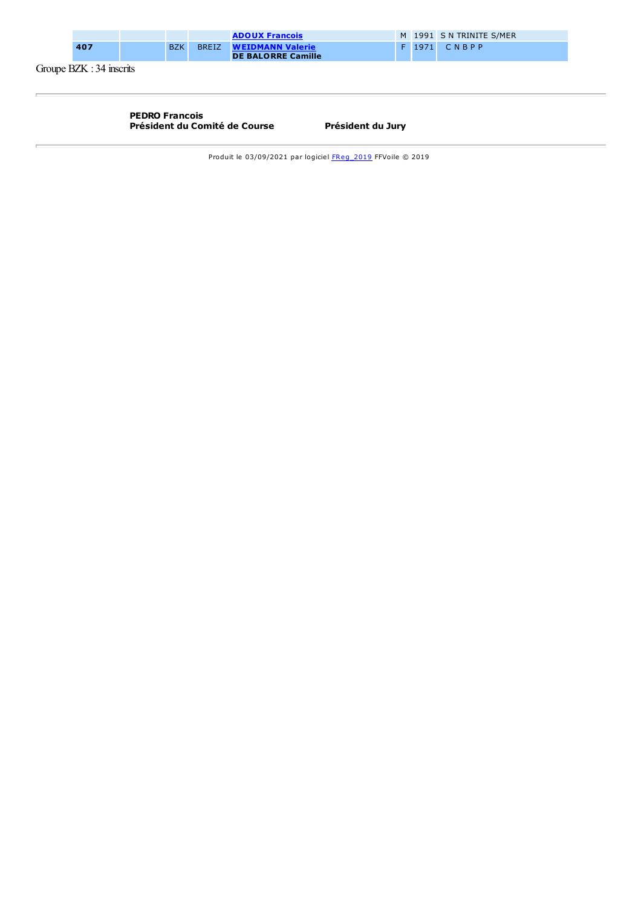| | | | | | | | |
|---|---|---|---|---|---|---|---|
| | | | | **ADOUX Francois** | M | 1991 | S N TRINITE S/MER |
| **407** | | BZK | BREIZ | **WEIDMANN Valerie**<br>**DE BALORRE Camille** | F | 1971 | C N B P P |

Groupe BZK : 34 inscrits

---

**PEDRO Francois**
**Président du Comité de Course** **Président du Jury**

---

Produit le 03/09/2021 par logiciel FReg_2019 FFVoile © 2019